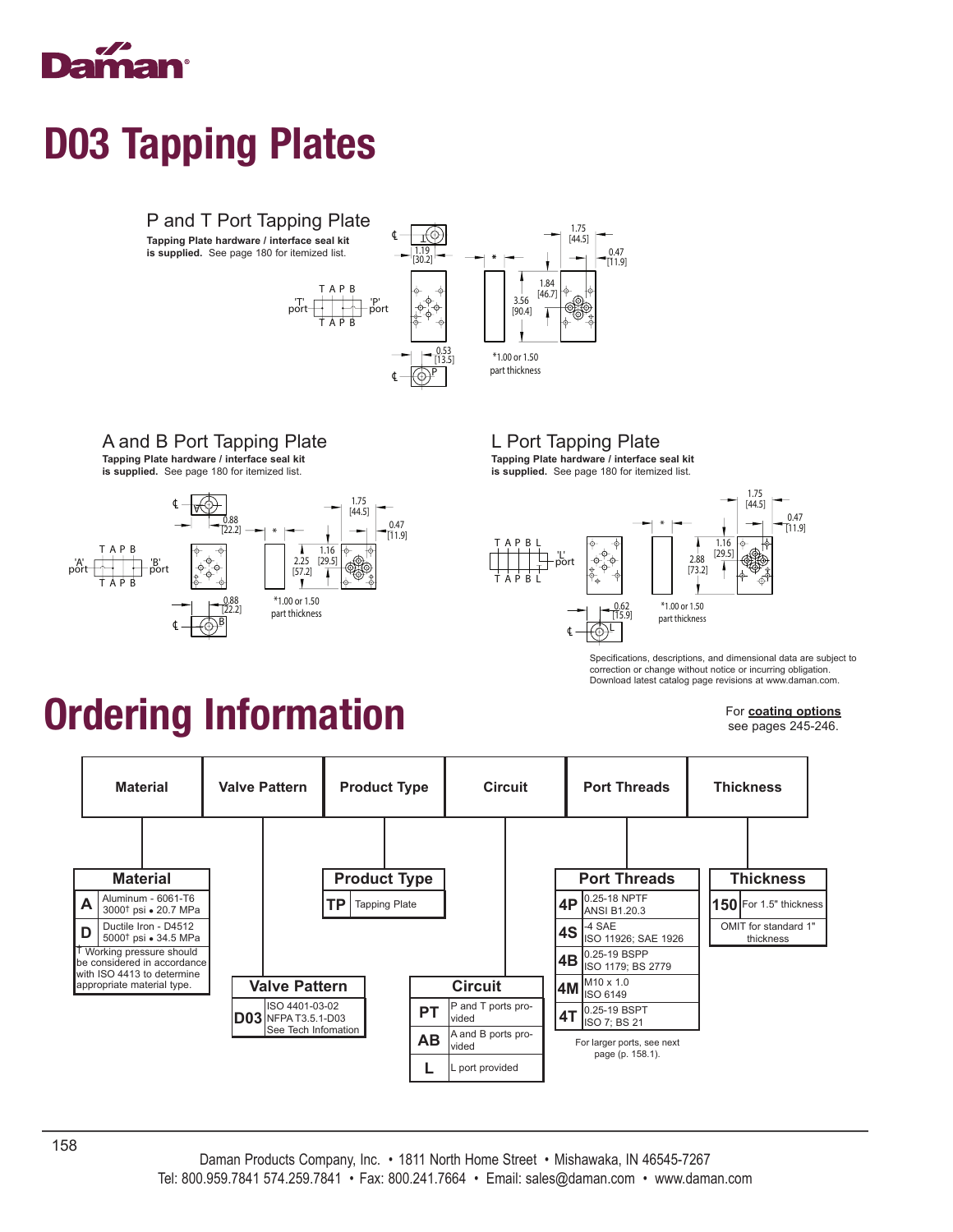Daman

# D03 Tapping Plates

## P and T Port Tapping Plate

**Tapping Plate hardware / interface seal kit is supplied.** See page 180 for itemized list.

1.19 [30.2]
0.53 [13.5]
1.75 [44.5]
0.47 [11.9]
1.84 [46.7]
3.56 [90.4]

*1.00 or 1.50 part thickness

## A and B Port Tapping Plate

**Tapping Plate hardware / interface seal kit is supplied.** See page 180 for itemized list.

0.88 [22.2]
0.88 [22.2]
1.75 [44.5]
0.47 [11.9]
1.16 [29.5]
2.25 [57.2]

*1.00 or 1.50 part thickness

## L Port Tapping Plate

**Tapping Plate hardware / interface seal kit is supplied.** See page 180 for itemized list.

0.62 [15.9]
1.75 [44.5]
0.47 [11.9]
1.16 [29.5]
2.88 [73.2]

*1.00 or 1.50 part thickness

Specifications, descriptions, and dimensional data are subject to correction or change without notice or incurring obligation. Download latest catalog page revisions at www.daman.com.

# Ordering Information

For **coating options** see pages 245-246.

| Material | Valve Pattern | Product Type | Circuit | Port Threads | Thickness |
|---|---|---|---|---|---|

**Material**

| Code | Description |
|---|---|
| A | Aluminum - 6061-T6 3000† psi • 20.7 MPa |
| D | Ductile Iron - D4512 5000† psi • 34.5 MPa |

† Working pressure should be considered in accordance with ISO 4413 to determine appropriate material type.

**Valve Pattern**

| Code | Description |
|---|---|
| D03 | ISO 4401-03-02 NFPA T3.5.1-D03 See Tech Infomation |

**Product Type**

| Code | Description |
|---|---|
| TP | Tapping Plate |

**Circuit**

| Code | Description |
|---|---|
| PT | P and T ports provided |
| AB | A and B ports provided |
| L | L port provided |

**Port Threads**

| Code | Description |
|---|---|
| 4P | 0.25-18 NPTF ANSI B1.20.3 |
| 4S | -4 SAE ISO 11926; SAE 1926 |
| 4B | 0.25-19 BSPP ISO 1179; BS 2779 |
| 4M | M10 x 1.0 ISO 6149 |
| 4T | 0.25-19 BSPT ISO 7; BS 21 |

For larger ports, see next page (p. 158.1).

**Thickness**

| Code | Description |
|---|---|
| 150 | For 1.5" thickness |
| | OMIT for standard 1" thickness |

Daman Products Company, Inc. • 1811 North Home Street • Mishawaka, IN 46545-7267
Tel: 800.959.7841 574.259.7841 • Fax: 800.241.7664 • Email: sales@daman.com • www.daman.com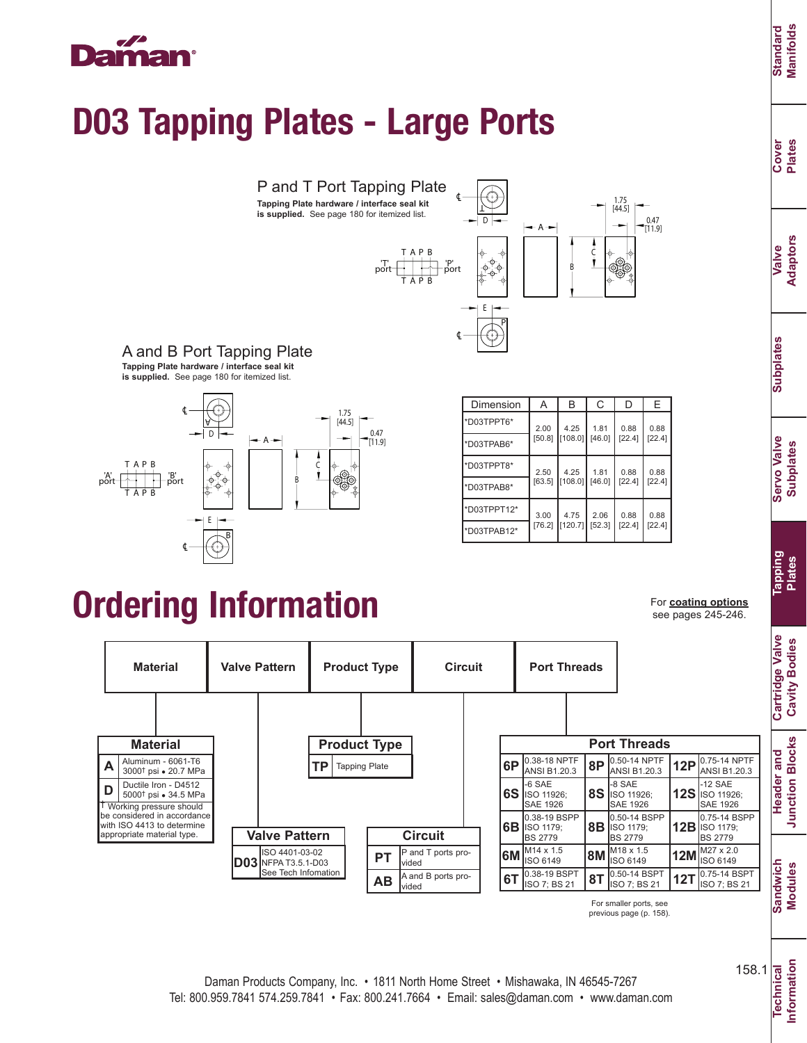# D03 Tapping Plates - Large Ports

## P and T Port Tapping Plate

**Tapping Plate hardware / interface seal kit is supplied.** See page 180 for itemized list.

## A and B Port Tapping Plate

**Tapping Plate hardware / interface seal kit is supplied.** See page 180 for itemized list.

| Dimension | A | B | C | D | E |
|---|---|---|---|---|---|
| *D03TPPT6* | 2.00 [50.8] | 4.25 [108.0] | 1.81 [46.0] | 0.88 [22.4] | 0.88 [22.4] |
| *D03TPAB6* | | | | | |
| *D03TPPT8* | 2.50 [63.5] | 4.25 [108.0] | 1.81 [46.0] | 0.88 [22.4] | 0.88 [22.4] |
| *D03TPAB8* | | | | | |
| *D03TPPT12* | 3.00 [76.2] | 4.75 [120.7] | 2.06 [52.3] | 0.88 [22.4] | 0.88 [22.4] |
| *D03TPAB12* | | | | | |

# Ordering Information

For **coating options** see pages 245-246.

Material | Valve Pattern | Product Type | Circuit | Port Threads

### Material

| Code | Description |
|---|---|
| A | Aluminum - 6061-T6 3000† psi • 20.7 MPa |
| D | Ductile Iron - D4512 5000† psi • 34.5 MPa |

† Working pressure should be considered in accordance with ISO 4413 to determine appropriate material type.

### Valve Pattern

| Code | Description |
|---|---|
| D03 | ISO 4401-03-02 NFPA T3.5.1-D03 See Tech Infomation |

### Product Type

| Code | Description |
|---|---|
| TP | Tapping Plate |

### Circuit

| Code | Description |
|---|---|
| PT | P and T ports provided |
| AB | A and B ports provided |

### Port Threads

| Code | Description | Code | Description | Code | Description |
|---|---|---|---|---|---|
| 6P | 0.38-18 NPTF ANSI B1.20.3 | 8P | 0.50-14 NPTF ANSI B1.20.3 | 12P | 0.75-14 NPTF ANSI B1.20.3 |
| 6S | -6 SAE ISO 11926; SAE 1926 | 8S | -8 SAE ISO 11926; SAE 1926 | 12S | -12 SAE ISO 11926; SAE 1926 |
| 6B | 0.38-19 BSPP ISO 1179; BS 2779 | 8B | 0.50-14 BSPP ISO 1179; BS 2779 | 12B | 0.75-14 BSPP ISO 1179; BS 2779 |
| 6M | M14 x 1.5 ISO 6149 | 8M | M18 x 1.5 ISO 6149 | 12M | M27 x 2.0 ISO 6149 |
| 6T | 0.38-19 BSPT ISO 7; BS 21 | 8T | 0.50-14 BSPT ISO 7; BS 21 | 12T | 0.75-14 BSPT ISO 7; BS 21 |

For smaller ports, see previous page (p. 158).

Daman Products Company, Inc. • 1811 North Home Street • Mishawaka, IN 46545-7267
Tel: 800.959.7841 574.259.7841 • Fax: 800.241.7664 • Email: sales@daman.com • www.daman.com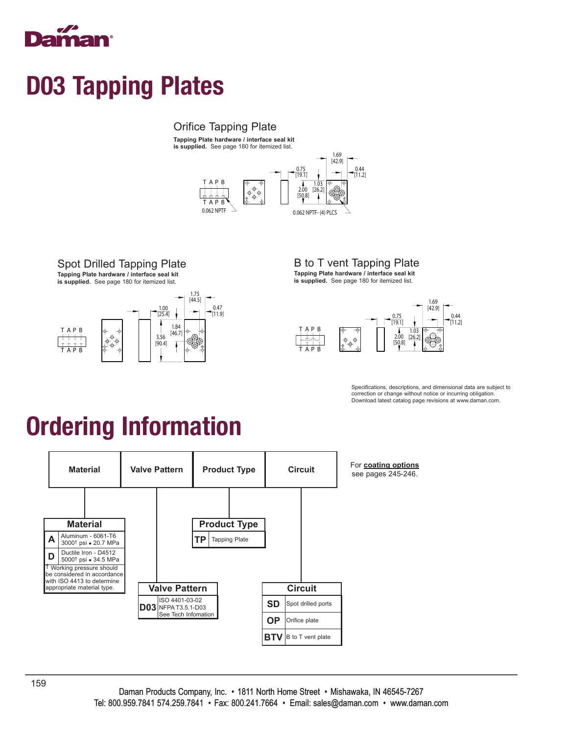# D03 Tapping Plates

## Orifice Tapping Plate

**Tapping Plate hardware / interface seal kit is supplied.** See page 180 for itemized list.

T A P B

T A P B

0.062 NPTF

0.75 [19.1]

1.69 [42.9]

0.44 [11.2]

2.00 [50.8]

1.03 [26.2]

0.062 NPTF- (4) PLCS

## Spot Drilled Tapping Plate

**Tapping Plate hardware / interface seal kit is supplied.** See page 180 for itemized list.

T A P B

T A P B

1.00 [25.4]

1.75 [44.5]

0.47 [11.9]

3.56 [90.4]

1.84 [46.7]

## B to T vent Tapping Plate

**Tapping Plate hardware / interface seal kit is supplied.** See page 180 for itemized list.

T A P B

T A P B

0.75 [19.1]

1.69 [42.9]

0.44 [11.2]

2.00 [50.8]

1.03 [26.2]

Specifications, descriptions, and dimensional data are subject to correction or change without notice or incurring obligation. Download latest catalog page revisions at www.daman.com.

# Ordering Information

| Material | Valve Pattern | Product Type | Circuit |
|---|---|---|---|

For **coating options** see pages 245-246.

| Material | |
|---|---|
| **A** | Aluminum - 6061-T6 3000† psi • 20.7 MPa |
| **D** | Ductile Iron - D4512 5000† psi • 34.5 MPa |

† Working pressure should be considered in accordance with ISO 4413 to determine appropriate material type.

| Valve Pattern | |
|---|---|
| **D03** | ISO 4401-03-02 NFPA T3.5.1-D03 See Tech Infomation |

| Product Type | |
|---|---|
| **TP** | Tapping Plate |

| Circuit | |
|---|---|
| **SD** | Spot drilled ports |
| **OP** | Orifice plate |
| **BTV** | B to T vent plate |

Daman Products Company, Inc. • 1811 North Home Street • Mishawaka, IN 46545-7267
Tel: 800.959.7841 574.259.7841 • Fax: 800.241.7664 • Email: sales@daman.com • www.daman.com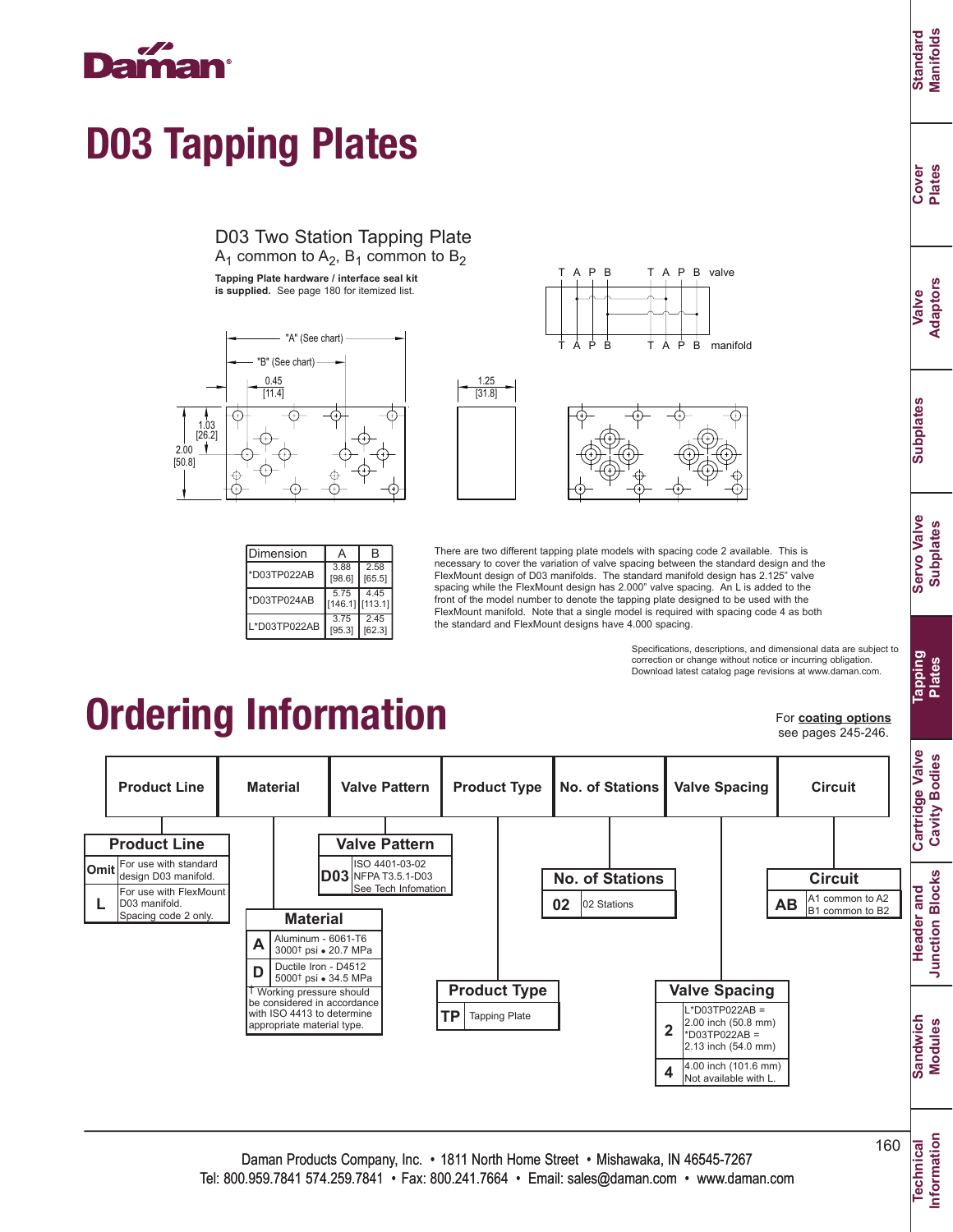Daman

# D03 Tapping Plates

## D03 Two Station Tapping Plate

$A_1$ common to $A_2$, $B_1$ common to $B_2$

**Tapping Plate hardware / interface seal kit is supplied.** See page 180 for itemized list.

"A" (See chart)
"B" (See chart)
0.45
[11.4]
1.03
[26.2]
2.00
[50.8]
1.25
[31.8]
T A P B T A P B valve
T A P B T A P B manifold

| Dimension | A | B |
|---|---|---|
| *D03TP022AB | 3.88 [98.6] | 2.58 [65.5] |
| *D03TP024AB | 5.75 [146.1] | 4.45 [113.1] |
| L*D03TP022AB | 3.75 [95.3] | 2.45 [62.3] |

There are two different tapping plate models with spacing code 2 available. This is necessary to cover the variation of valve spacing between the standard design and the FlexMount design of D03 manifolds. The standard manifold design has 2.125" valve spacing while the FlexMount design has 2.000" valve spacing. An L is added to the front of the model number to denote the tapping plate designed to be used with the FlexMount manifold. Note that a single model is required with spacing code 4 as both the standard and FlexMount designs have 4.000 spacing.

Specifications, descriptions, and dimensional data are subject to correction or change without notice or incurring obligation. Download latest catalog page revisions at www.daman.com.

# Ordering Information

For **coating options** see pages 245-246.

| Product Line | Material | Valve Pattern | Product Type | No. of Stations | Valve Spacing | Circuit |
|---|---|---|---|---|---|---|

**Product Line**

| | |
|---|---|
| Omit | For use with standard design D03 manifold. |
| L | For use with FlexMount D03 manifold. Spacing code 2 only. |

**Material**

| | |
|---|---|
| A | Aluminum - 6061-T6 3000† psi • 20.7 MPa |
| D | Ductile Iron - D4512 5000† psi • 34.5 MPa |

† Working pressure should be considered in accordance with ISO 4413 to determine appropriate material type.

**Valve Pattern**

| | |
|---|---|
| D03 | ISO 4401-03-02 NFPA T3.5.1-D03 See Tech Infomation |

**Product Type**

| | |
|---|---|
| TP | Tapping Plate |

**No. of Stations**

| | |
|---|---|
| 02 | 02 Stations |

**Valve Spacing**

| | |
|---|---|
| 2 | L*D03TP022AB = 2.00 inch (50.8 mm) *D03TP022AB = 2.13 inch (54.0 mm) |
| 4 | 4.00 inch (101.6 mm) Not available with L. |

**Circuit**

| | |
|---|---|
| AB | A1 common to A2 B1 common to B2 |

Daman Products Company, Inc. • 1811 North Home Street • Mishawaka, IN 46545-7267
Tel: 800.959.7841 574.259.7841 • Fax: 800.241.7664 • Email: sales@daman.com • www.daman.com